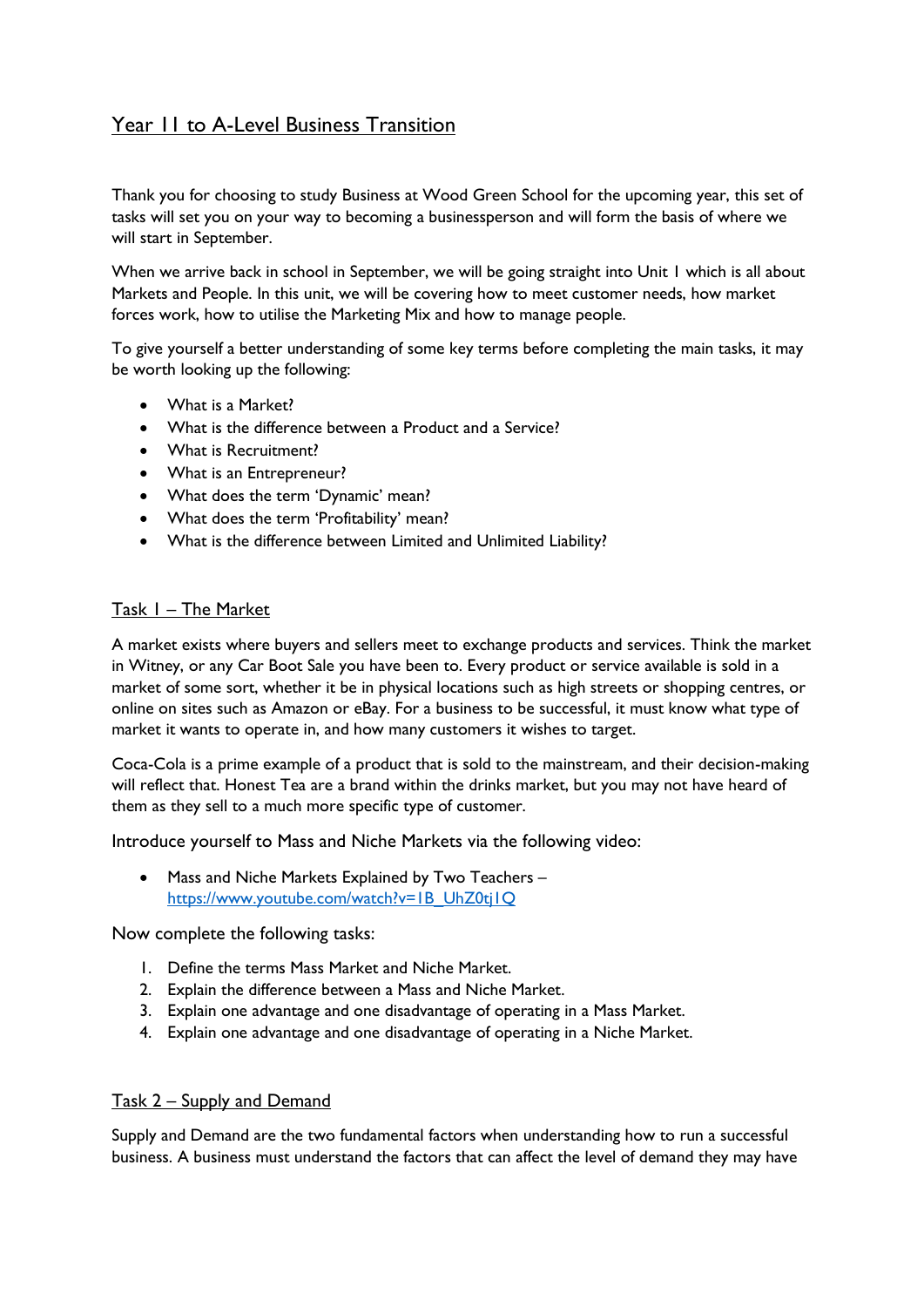# Year 11 to A-Level Business Transition

Thank you for choosing to study Business at Wood Green School for the upcoming year, this set of tasks will set you on your way to becoming a businessperson and will form the basis of where we will start in September.

When we arrive back in school in September, we will be going straight into Unit 1 which is all about Markets and People. In this unit, we will be covering how to meet customer needs, how market forces work, how to utilise the Marketing Mix and how to manage people.

To give yourself a better understanding of some key terms before completing the main tasks, it may be worth looking up the following:

- What is a Market?
- What is the difference between a Product and a Service?
- What is Recruitment?
- What is an Entrepreneur?
- What does the term 'Dynamic' mean?
- What does the term 'Profitability' mean?
- What is the difference between Limited and Unlimited Liability?

## Task 1 – The Market

A market exists where buyers and sellers meet to exchange products and services. Think the market in Witney, or any Car Boot Sale you have been to. Every product or service available is sold in a market of some sort, whether it be in physical locations such as high streets or shopping centres, or online on sites such as Amazon or eBay. For a business to be successful, it must know what type of market it wants to operate in, and how many customers it wishes to target.

Coca-Cola is a prime example of a product that is sold to the mainstream, and their decision-making will reflect that. Honest Tea are a brand within the drinks market, but you may not have heard of them as they sell to a much more specific type of customer.

Introduce yourself to Mass and Niche Markets via the following video:

- Mass and Niche Markets Explained by Two Teachers – [https://www.youtube.com/watch?v=1B_UhZ0tj1Q](https://www.youtube.com/watch?v=1B_UhZ0tj1Q)

Now complete the following tasks:

1. Define the terms Mass Market and Niche Market.
2. Explain the difference between a Mass and Niche Market.
3. Explain one advantage and one disadvantage of operating in a Mass Market.
4. Explain one advantage and one disadvantage of operating in a Niche Market.

## Task 2 – Supply and Demand

Supply and Demand are the two fundamental factors when understanding how to run a successful business. A business must understand the factors that can affect the level of demand they may have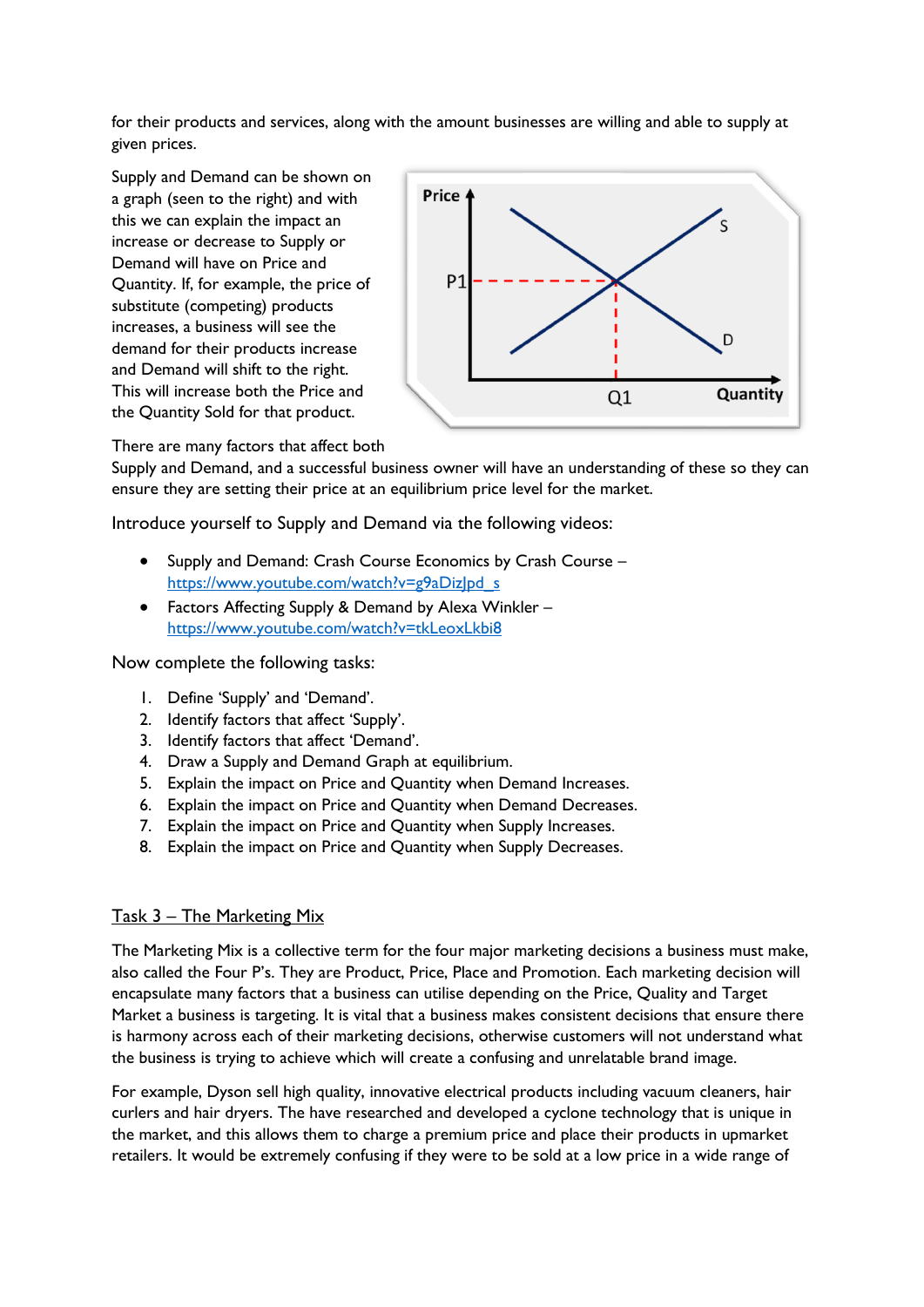for their products and services, along with the amount businesses are willing and able to supply at given prices.

Supply and Demand can be shown on a graph (seen to the right) and with this we can explain the impact an increase or decrease to Supply or Demand will have on Price and Quantity. If, for example, the price of substitute (competing) products increases, a business will see the demand for their products increase and Demand will shift to the right. This will increase both the Price and the Quantity Sold for that product.

There are many factors that affect both Supply and Demand, and a successful business owner will have an understanding of these so they can ensure they are setting their price at an equilibrium price level for the market.

Introduce yourself to Supply and Demand via the following videos:

- Supply and Demand: Crash Course Economics by Crash Course – https://www.youtube.com/watch?v=g9aDizJpd_s
- Factors Affecting Supply & Demand by Alexa Winkler – https://www.youtube.com/watch?v=tkLeoxLkbi8

Now complete the following tasks:

1. Define 'Supply' and 'Demand'.
2. Identify factors that affect 'Supply'.
3. Identify factors that affect 'Demand'.
4. Draw a Supply and Demand Graph at equilibrium.
5. Explain the impact on Price and Quantity when Demand Increases.
6. Explain the impact on Price and Quantity when Demand Decreases.
7. Explain the impact on Price and Quantity when Supply Increases.
8. Explain the impact on Price and Quantity when Supply Decreases.

## Task 3 – The Marketing Mix

The Marketing Mix is a collective term for the four major marketing decisions a business must make, also called the Four P's. They are Product, Price, Place and Promotion. Each marketing decision will encapsulate many factors that a business can utilise depending on the Price, Quality and Target Market a business is targeting. It is vital that a business makes consistent decisions that ensure there is harmony across each of their marketing decisions, otherwise customers will not understand what the business is trying to achieve which will create a confusing and unrelatable brand image.

For example, Dyson sell high quality, innovative electrical products including vacuum cleaners, hair curlers and hair dryers. The have researched and developed a cyclone technology that is unique in the market, and this allows them to charge a premium price and place their products in upmarket retailers. It would be extremely confusing if they were to be sold at a low price in a wide range of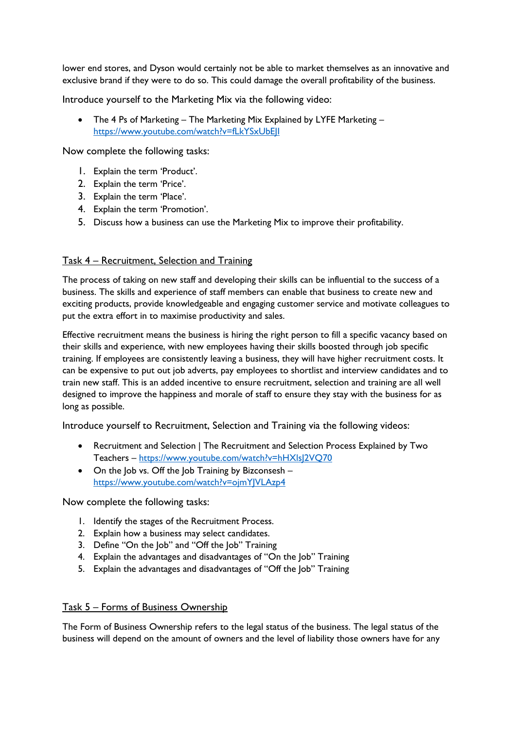lower end stores, and Dyson would certainly not be able to market themselves as an innovative and exclusive brand if they were to do so. This could damage the overall profitability of the business.

Introduce yourself to the Marketing Mix via the following video:

- The 4 Ps of Marketing – The Marketing Mix Explained by LYFE Marketing – https://www.youtube.com/watch?v=fLkYSxUbEJI

Now complete the following tasks:

1. Explain the term 'Product'.
2. Explain the term 'Price'.
3. Explain the term 'Place'.
4. Explain the term 'Promotion'.
5. Discuss how a business can use the Marketing Mix to improve their profitability.

## Task 4 – Recruitment, Selection and Training

The process of taking on new staff and developing their skills can be influential to the success of a business. The skills and experience of staff members can enable that business to create new and exciting products, provide knowledgeable and engaging customer service and motivate colleagues to put the extra effort in to maximise productivity and sales.

Effective recruitment means the business is hiring the right person to fill a specific vacancy based on their skills and experience, with new employees having their skills boosted through job specific training. If employees are consistently leaving a business, they will have higher recruitment costs. It can be expensive to put out job adverts, pay employees to shortlist and interview candidates and to train new staff. This is an added incentive to ensure recruitment, selection and training are all well designed to improve the happiness and morale of staff to ensure they stay with the business for as long as possible.

Introduce yourself to Recruitment, Selection and Training via the following videos:

- Recruitment and Selection | The Recruitment and Selection Process Explained by Two Teachers – https://www.youtube.com/watch?v=hHXlsJ2VQ70
- On the Job vs. Off the Job Training by Bizconsesh – https://www.youtube.com/watch?v=ojmYJVLAzp4

Now complete the following tasks:

1. Identify the stages of the Recruitment Process.
2. Explain how a business may select candidates.
3. Define "On the Job" and "Off the Job" Training
4. Explain the advantages and disadvantages of "On the Job" Training
5. Explain the advantages and disadvantages of "Off the Job" Training

## Task 5 – Forms of Business Ownership

The Form of Business Ownership refers to the legal status of the business. The legal status of the business will depend on the amount of owners and the level of liability those owners have for any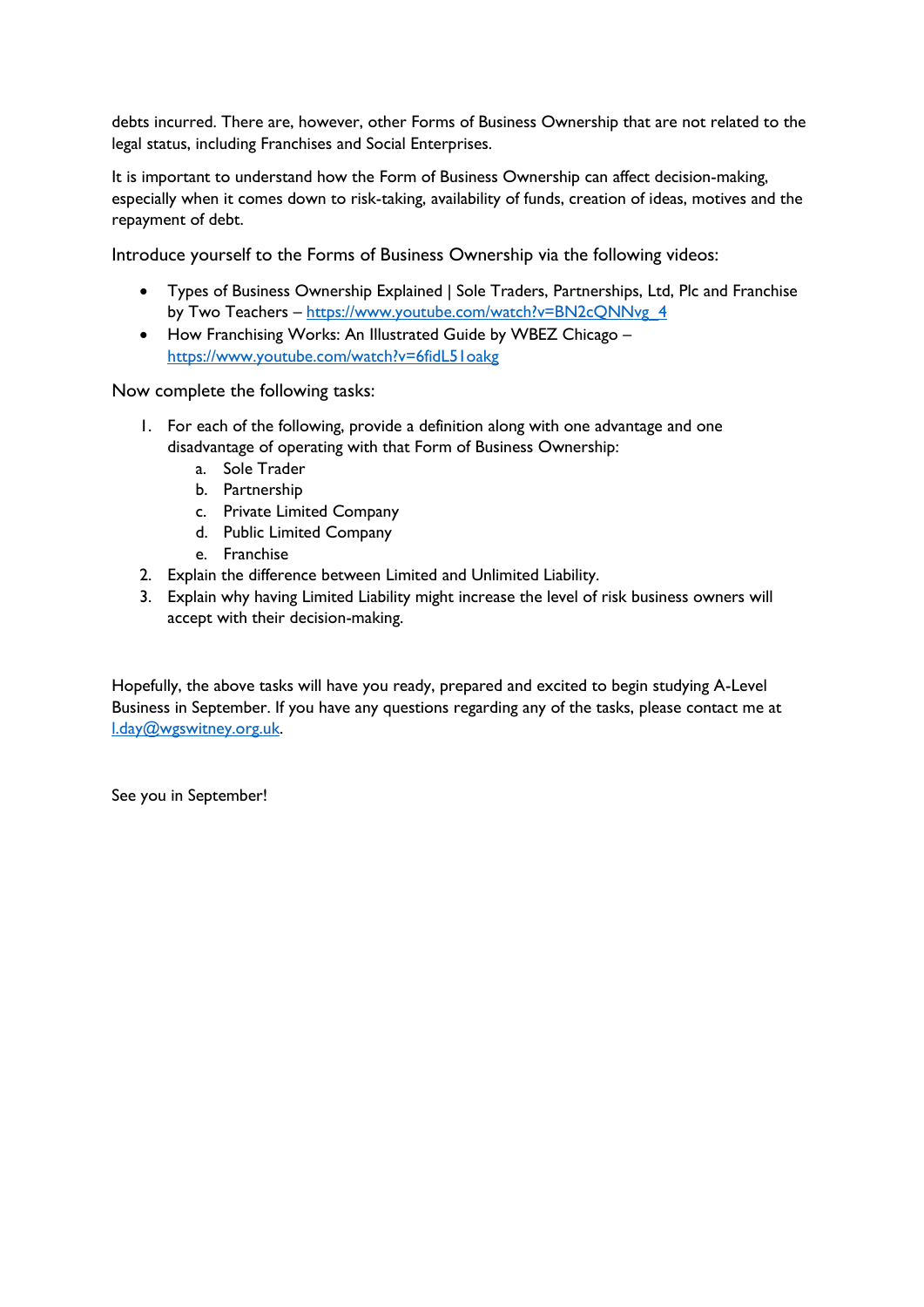debts incurred. There are, however, other Forms of Business Ownership that are not related to the legal status, including Franchises and Social Enterprises.

It is important to understand how the Form of Business Ownership can affect decision-making, especially when it comes down to risk-taking, availability of funds, creation of ideas, motives and the repayment of debt.

Introduce yourself to the Forms of Business Ownership via the following videos:

- Types of Business Ownership Explained | Sole Traders, Partnerships, Ltd, Plc and Franchise by Two Teachers – https://www.youtube.com/watch?v=BN2cQNNvg_4
- How Franchising Works: An Illustrated Guide by WBEZ Chicago – https://www.youtube.com/watch?v=6fidL51oakg

Now complete the following tasks:

1. For each of the following, provide a definition along with one advantage and one disadvantage of operating with that Form of Business Ownership:
   a. Sole Trader
   b. Partnership
   c. Private Limited Company
   d. Public Limited Company
   e. Franchise
2. Explain the difference between Limited and Unlimited Liability.
3. Explain why having Limited Liability might increase the level of risk business owners will accept with their decision-making.

Hopefully, the above tasks will have you ready, prepared and excited to begin studying A-Level Business in September. If you have any questions regarding any of the tasks, please contact me at l.day@wgswitney.org.uk.

See you in September!